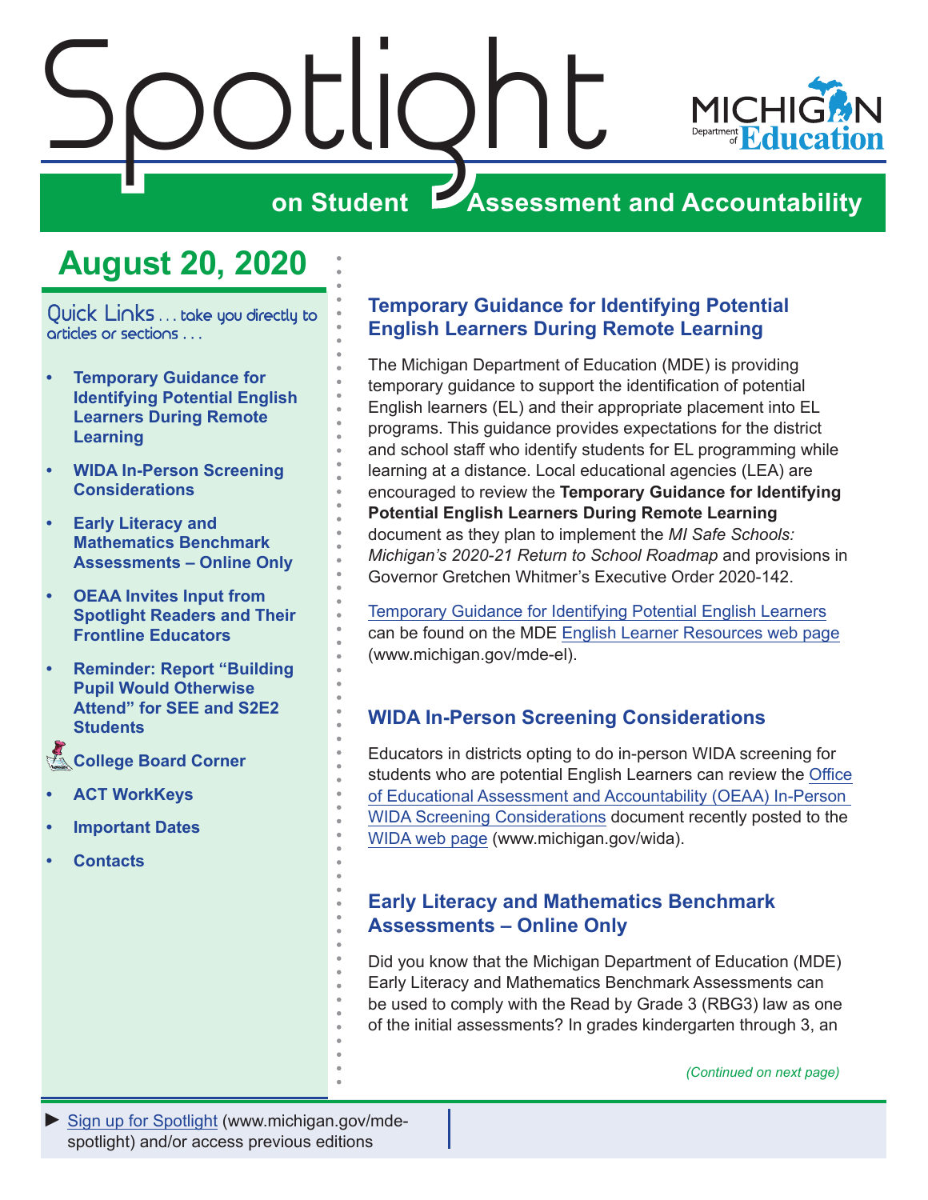# Spotlight on Student Assessment and Accountability

Michigan Department of Education

## August 20, 2020

Quick Links . . . take you directly to articles or sections . . .

- Temporary Guidance for Identifying Potential English Learners During Remote Learning
- WIDA In-Person Screening Considerations
- Early Literacy and Mathematics Benchmark Assessments – Online Only
- OEAA Invites Input from Spotlight Readers and Their Frontline Educators
- Reminder: Report "Building Pupil Would Otherwise Attend" for SEE and S2E2 Students
- College Board Corner
- ACT WorkKeys
- Important Dates
- Contacts

### Temporary Guidance for Identifying Potential English Learners During Remote Learning

The Michigan Department of Education (MDE) is providing temporary guidance to support the identification of potential English learners (EL) and their appropriate placement into EL programs. This guidance provides expectations for the district and school staff who identify students for EL programming while learning at a distance. Local educational agencies (LEA) are encouraged to review the **Temporary Guidance for Identifying Potential English Learners During Remote Learning** document as they plan to implement the *MI Safe Schools: Michigan's 2020-21 Return to School Roadmap* and provisions in Governor Gretchen Whitmer's Executive Order 2020-142.

Temporary Guidance for Identifying Potential English Learners can be found on the MDE English Learner Resources web page (www.michigan.gov/mde-el).

### WIDA In-Person Screening Considerations

Educators in districts opting to do in-person WIDA screening for students who are potential English Learners can review the Office of Educational Assessment and Accountability (OEAA) In-Person WIDA Screening Considerations document recently posted to the WIDA web page (www.michigan.gov/wida).

### Early Literacy and Mathematics Benchmark Assessments – Online Only

Did you know that the Michigan Department of Education (MDE) Early Literacy and Mathematics Benchmark Assessments can be used to comply with the Read by Grade 3 (RBG3) law as one of the initial assessments? In grades kindergarten through 3, an

*(Continued on next page)*

► Sign up for Spotlight (www.michigan.gov/mde-spotlight) and/or access previous editions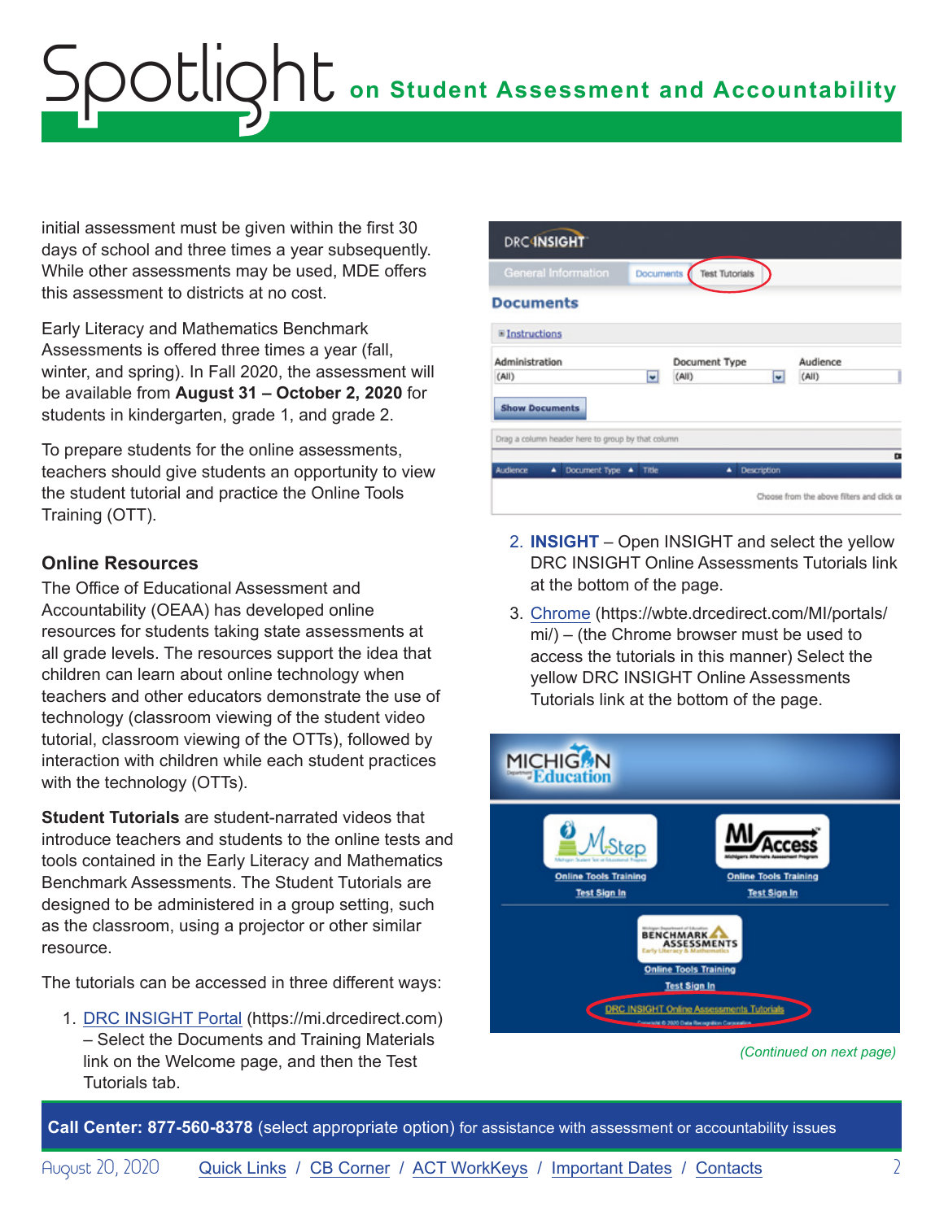initial assessment must be given within the first 30 days of school and three times a year subsequently. While other assessments may be used, MDE offers this assessment to districts at no cost.

Early Literacy and Mathematics Benchmark Assessments is offered three times a year (fall, winter, and spring). In Fall 2020, the assessment will be available from **August 31 – October 2, 2020** for students in kindergarten, grade 1, and grade 2.

To prepare students for the online assessments, teachers should give students an opportunity to view the student tutorial and practice the Online Tools Training (OTT).

### Online Resources

The Office of Educational Assessment and Accountability (OEAA) has developed online resources for students taking state assessments at all grade levels. The resources support the idea that children can learn about online technology when teachers and other educators demonstrate the use of technology (classroom viewing of the student video tutorial, classroom viewing of the OTTs), followed by interaction with children while each student practices with the technology (OTTs).

**Student Tutorials** are student-narrated videos that introduce teachers and students to the online tests and tools contained in the Early Literacy and Mathematics Benchmark Assessments. The Student Tutorials are designed to be administered in a group setting, such as the classroom, using a projector or other similar resource.

The tutorials can be accessed in three different ways:

1. DRC INSIGHT Portal (https://mi.drcedirect.com) – Select the Documents and Training Materials link on the Welcome page, and then the Test Tutorials tab.
2. **INSIGHT** – Open INSIGHT and select the yellow DRC INSIGHT Online Assessments Tutorials link at the bottom of the page.
3. Chrome (https://wbte.drcedirect.com/MI/portals/mi/) – (the Chrome browser must be used to access the tutorials in this manner) Select the yellow DRC INSIGHT Online Assessments Tutorials link at the bottom of the page.

*(Continued on next page)*

**Call Center: 877-560-8378** (select appropriate option) for assistance with assessment or accountability issues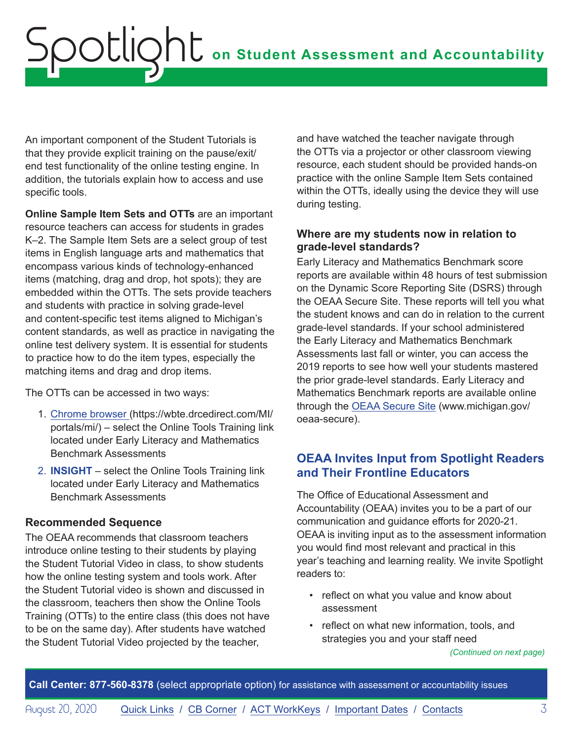An important component of the Student Tutorials is that they provide explicit training on the pause/exit/end test functionality of the online testing engine. In addition, the tutorials explain how to access and use specific tools.

**Online Sample Item Sets and OTTs** are an important resource teachers can access for students in grades K–2. The Sample Item Sets are a select group of test items in English language arts and mathematics that encompass various kinds of technology-enhanced items (matching, drag and drop, hot spots); they are embedded within the OTTs. The sets provide teachers and students with practice in solving grade-level and content-specific test items aligned to Michigan's content standards, as well as practice in navigating the online test delivery system. It is essential for students to practice how to do the item types, especially the matching items and drag and drop items.

The OTTs can be accessed in two ways:

1. [Chrome browser](https://wbte.drcedirect.com/MI/portals/mi/) (https://wbte.drcedirect.com/MI/portals/mi/) – select the Online Tools Training link located under Early Literacy and Mathematics Benchmark Assessments
2. **INSIGHT** – select the Online Tools Training link located under Early Literacy and Mathematics Benchmark Assessments

### Recommended Sequence

The OEAA recommends that classroom teachers introduce online testing to their students by playing the Student Tutorial Video in class, to show students how the online testing system and tools work. After the Student Tutorial video is shown and discussed in the classroom, teachers then show the Online Tools Training (OTTs) to the entire class (this does not have to be on the same day). After students have watched the Student Tutorial Video projected by the teacher, and have watched the teacher navigate through the OTTs via a projector or other classroom viewing resource, each student should be provided hands-on practice with the online Sample Item Sets contained within the OTTs, ideally using the device they will use during testing.

### Where are my students now in relation to grade-level standards?

Early Literacy and Mathematics Benchmark score reports are available within 48 hours of test submission on the Dynamic Score Reporting Site (DSRS) through the OEAA Secure Site. These reports will tell you what the student knows and can do in relation to the current grade-level standards. If your school administered the Early Literacy and Mathematics Benchmark Assessments last fall or winter, you can access the 2019 reports to see how well your students mastered the prior grade-level standards. Early Literacy and Mathematics Benchmark reports are available online through the [OEAA Secure Site](www.michigan.gov/oeaa-secure) (www.michigan.gov/oeaa-secure).

## OEAA Invites Input from Spotlight Readers and Their Frontline Educators

The Office of Educational Assessment and Accountability (OEAA) invites you to be a part of our communication and guidance efforts for 2020-21. OEAA is inviting input as to the assessment information you would find most relevant and practical in this year's teaching and learning reality. We invite Spotlight readers to:

- reflect on what you value and know about assessment
- reflect on what new information, tools, and strategies you and your staff need

*(Continued on next page)*

**Call Center: 877-560-8378** (select appropriate option) for assistance with assessment or accountability issues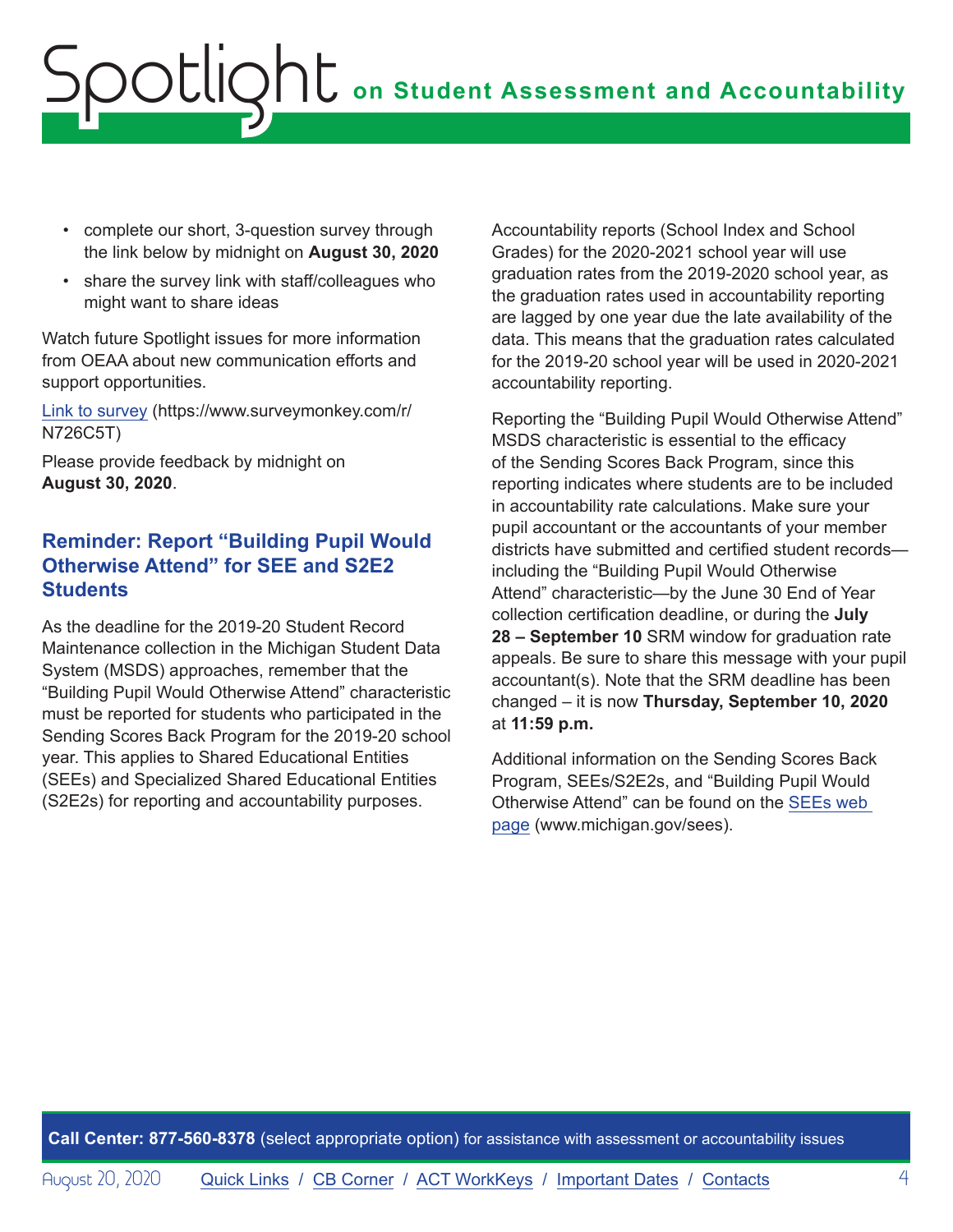- complete our short, 3-question survey through the link below by midnight on **August 30, 2020**
- share the survey link with staff/colleagues who might want to share ideas

Watch future Spotlight issues for more information from OEAA about new communication efforts and support opportunities.

[Link to survey](https://www.surveymonkey.com/r/N726C5T) (https://www.surveymonkey.com/r/N726C5T)

Please provide feedback by midnight on **August 30, 2020**.

## Reminder: Report "Building Pupil Would Otherwise Attend" for SEE and S2E2 Students

As the deadline for the 2019-20 Student Record Maintenance collection in the Michigan Student Data System (MSDS) approaches, remember that the "Building Pupil Would Otherwise Attend" characteristic must be reported for students who participated in the Sending Scores Back Program for the 2019-20 school year. This applies to Shared Educational Entities (SEEs) and Specialized Shared Educational Entities (S2E2s) for reporting and accountability purposes.

Accountability reports (School Index and School Grades) for the 2020-2021 school year will use graduation rates from the 2019-2020 school year, as the graduation rates used in accountability reporting are lagged by one year due the late availability of the data. This means that the graduation rates calculated for the 2019-20 school year will be used in 2020-2021 accountability reporting.

Reporting the "Building Pupil Would Otherwise Attend" MSDS characteristic is essential to the efficacy of the Sending Scores Back Program, since this reporting indicates where students are to be included in accountability rate calculations. Make sure your pupil accountant or the accountants of your member districts have submitted and certified student records—including the "Building Pupil Would Otherwise Attend" characteristic—by the June 30 End of Year collection certification deadline, or during the **July 28 – September 10** SRM window for graduation rate appeals. Be sure to share this message with your pupil accountant(s). Note that the SRM deadline has been changed – it is now **Thursday, September 10, 2020** at **11:59 p.m.**

Additional information on the Sending Scores Back Program, SEEs/S2E2s, and "Building Pupil Would Otherwise Attend" can be found on the [SEEs web page](www.michigan.gov/sees) (www.michigan.gov/sees).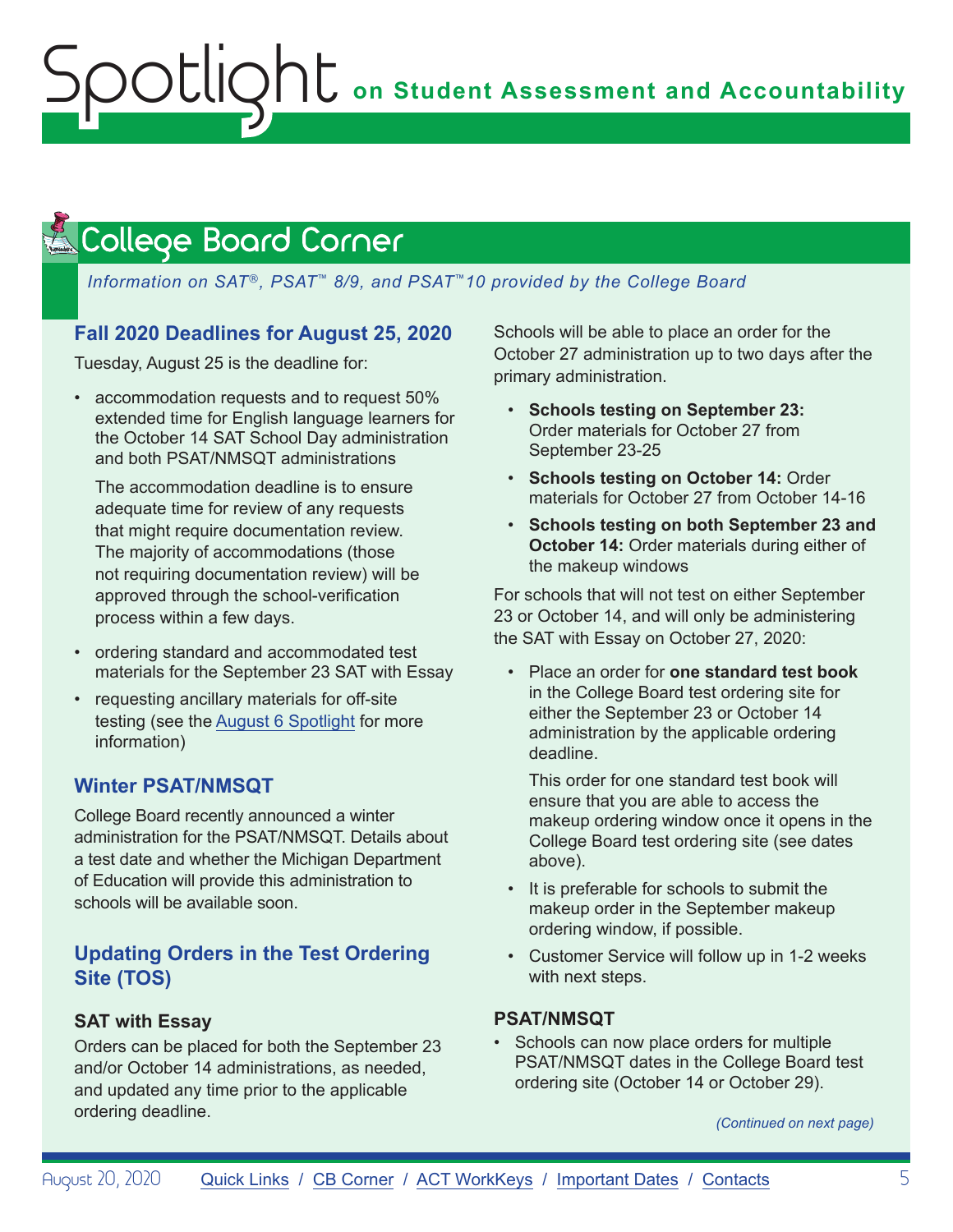## College Board Corner

*Information on SAT®, PSAT™ 8/9, and PSAT™10 provided by the College Board*

### Fall 2020 Deadlines for August 25, 2020

Tuesday, August 25 is the deadline for:

- accommodation requests and to request 50% extended time for English language learners for the October 14 SAT School Day administration and both PSAT/NMSQT administrations

  The accommodation deadline is to ensure adequate time for review of any requests that might require documentation review. The majority of accommodations (those not requiring documentation review) will be approved through the school-verification process within a few days.

- ordering standard and accommodated test materials for the September 23 SAT with Essay
- requesting ancillary materials for off-site testing (see the August 6 Spotlight for more information)

### Winter PSAT/NMSQT

College Board recently announced a winter administration for the PSAT/NMSQT. Details about a test date and whether the Michigan Department of Education will provide this administration to schools will be available soon.

### Updating Orders in the Test Ordering Site (TOS)

#### SAT with Essay

Orders can be placed for both the September 23 and/or October 14 administrations, as needed, and updated any time prior to the applicable ordering deadline.

Schools will be able to place an order for the October 27 administration up to two days after the primary administration.

- **Schools testing on September 23:** Order materials for October 27 from September 23-25
- **Schools testing on October 14:** Order materials for October 27 from October 14-16
- **Schools testing on both September 23 and October 14:** Order materials during either of the makeup windows

For schools that will not test on either September 23 or October 14, and will only be administering the SAT with Essay on October 27, 2020:

- Place an order for **one standard test book** in the College Board test ordering site for either the September 23 or October 14 administration by the applicable ordering deadline.

  This order for one standard test book will ensure that you are able to access the makeup ordering window once it opens in the College Board test ordering site (see dates above).

- It is preferable for schools to submit the makeup order in the September makeup ordering window, if possible.
- Customer Service will follow up in 1-2 weeks with next steps.

#### PSAT/NMSQT

- Schools can now place orders for multiple PSAT/NMSQT dates in the College Board test ordering site (October 14 or October 29).

*(Continued on next page)*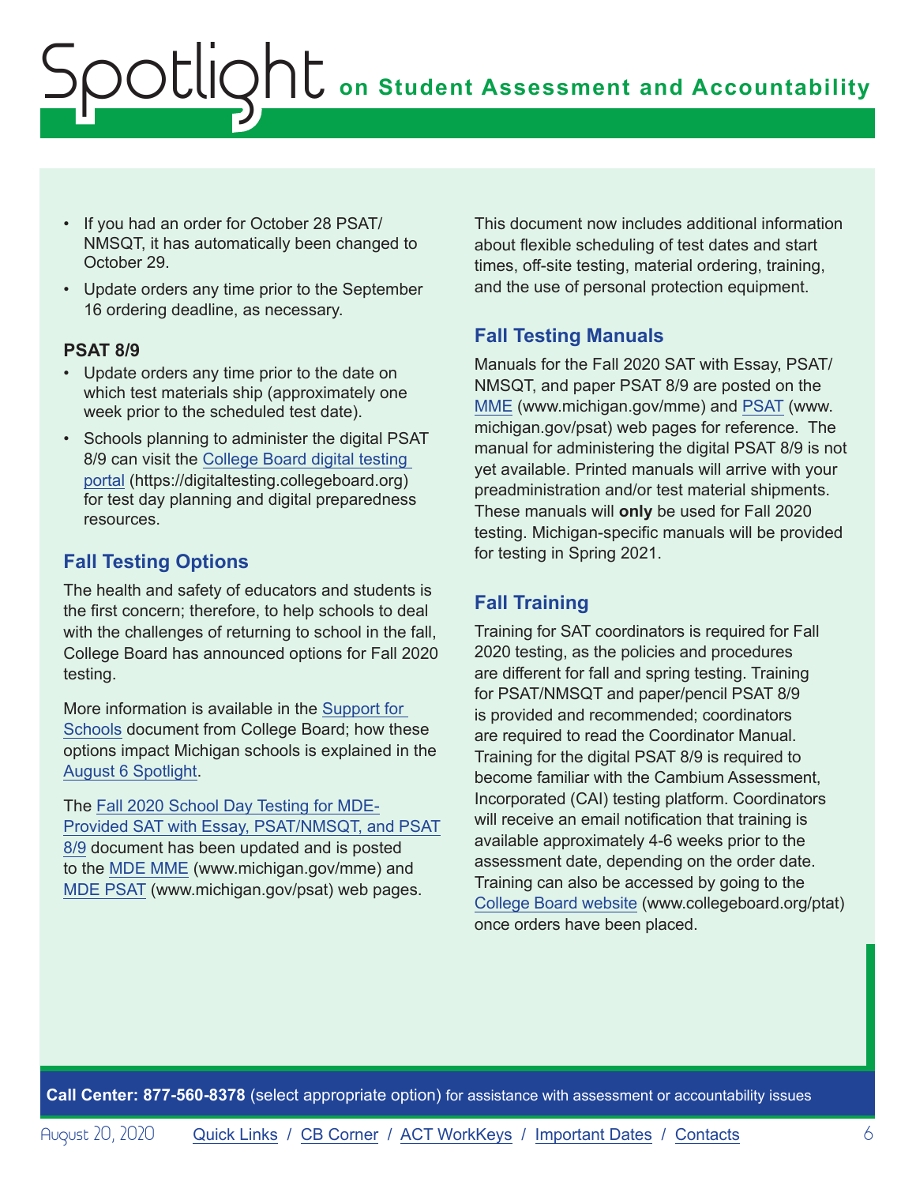- If you had an order for October 28 PSAT/NMSQT, it has automatically been changed to October 29.
- Update orders any time prior to the September 16 ordering deadline, as necessary.

**PSAT 8/9**

- Update orders any time prior to the date on which test materials ship (approximately one week prior to the scheduled test date).
- Schools planning to administer the digital PSAT 8/9 can visit the College Board digital testing portal (https://digitaltesting.collegeboard.org) for test day planning and digital preparedness resources.

## Fall Testing Options

The health and safety of educators and students is the first concern; therefore, to help schools to deal with the challenges of returning to school in the fall, College Board has announced options for Fall 2020 testing.

More information is available in the Support for Schools document from College Board; how these options impact Michigan schools is explained in the August 6 Spotlight.

The Fall 2020 School Day Testing for MDE-Provided SAT with Essay, PSAT/NMSQT, and PSAT 8/9 document has been updated and is posted to the MDE MME (www.michigan.gov/mme) and MDE PSAT (www.michigan.gov/psat) web pages.

This document now includes additional information about flexible scheduling of test dates and start times, off-site testing, material ordering, training, and the use of personal protection equipment.

## Fall Testing Manuals

Manuals for the Fall 2020 SAT with Essay, PSAT/NMSQT, and paper PSAT 8/9 are posted on the MME (www.michigan.gov/mme) and PSAT (www.michigan.gov/psat) web pages for reference. The manual for administering the digital PSAT 8/9 is not yet available. Printed manuals will arrive with your preadministration and/or test material shipments. These manuals will **only** be used for Fall 2020 testing. Michigan-specific manuals will be provided for testing in Spring 2021.

## Fall Training

Training for SAT coordinators is required for Fall 2020 testing, as the policies and procedures are different for fall and spring testing. Training for PSAT/NMSQT and paper/pencil PSAT 8/9 is provided and recommended; coordinators are required to read the Coordinator Manual. Training for the digital PSAT 8/9 is required to become familiar with the Cambium Assessment, Incorporated (CAI) testing platform. Coordinators will receive an email notification that training is available approximately 4-6 weeks prior to the assessment date, depending on the order date. Training can also be accessed by going to the College Board website (www.collegeboard.org/ptat) once orders have been placed.

**Call Center: 877-560-8378** (select appropriate option) for assistance with assessment or accountability issues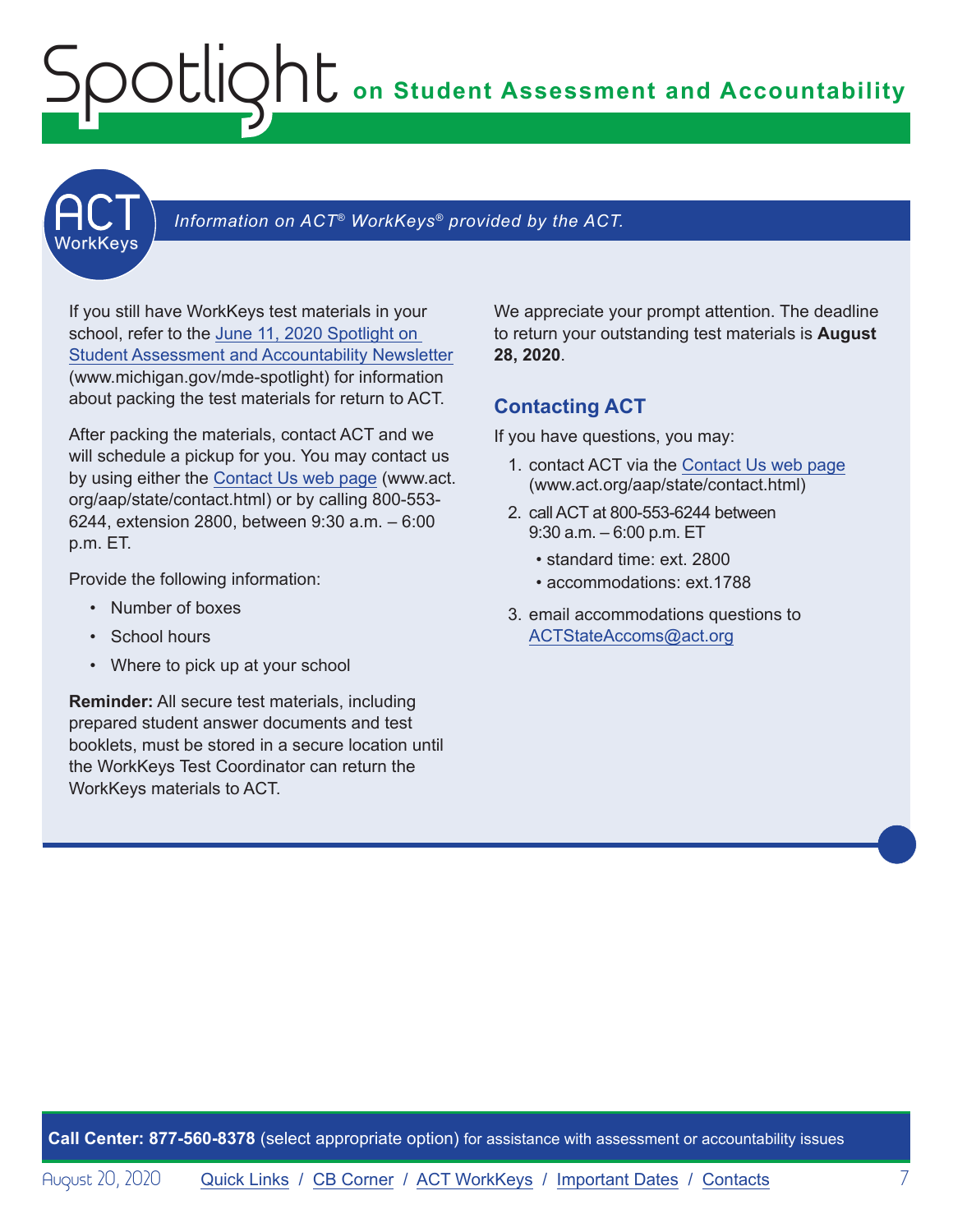# ACT WorkKeys

*Information on ACT® WorkKeys® provided by the ACT.*

If you still have WorkKeys test materials in your school, refer to the June 11, 2020 Spotlight on Student Assessment and Accountability Newsletter (www.michigan.gov/mde-spotlight) for information about packing the test materials for return to ACT.

After packing the materials, contact ACT and we will schedule a pickup for you. You may contact us by using either the Contact Us web page (www.act.org/aap/state/contact.html) or by calling 800-553-6244, extension 2800, between 9:30 a.m. – 6:00 p.m. ET.

Provide the following information:

- Number of boxes
- School hours
- Where to pick up at your school

**Reminder:** All secure test materials, including prepared student answer documents and test booklets, must be stored in a secure location until the WorkKeys Test Coordinator can return the WorkKeys materials to ACT.

We appreciate your prompt attention. The deadline to return your outstanding test materials is **August 28, 2020**.

## Contacting ACT

If you have questions, you may:

1. contact ACT via the Contact Us web page (www.act.org/aap/state/contact.html)
2. call ACT at 800-553-6244 between 9:30 a.m. – 6:00 p.m. ET
   - standard time: ext. 2800
   - accommodations: ext.1788
3. email accommodations questions to ACTStateAccoms@act.org

**Call Center: 877-560-8378** (select appropriate option) for assistance with assessment or accountability issues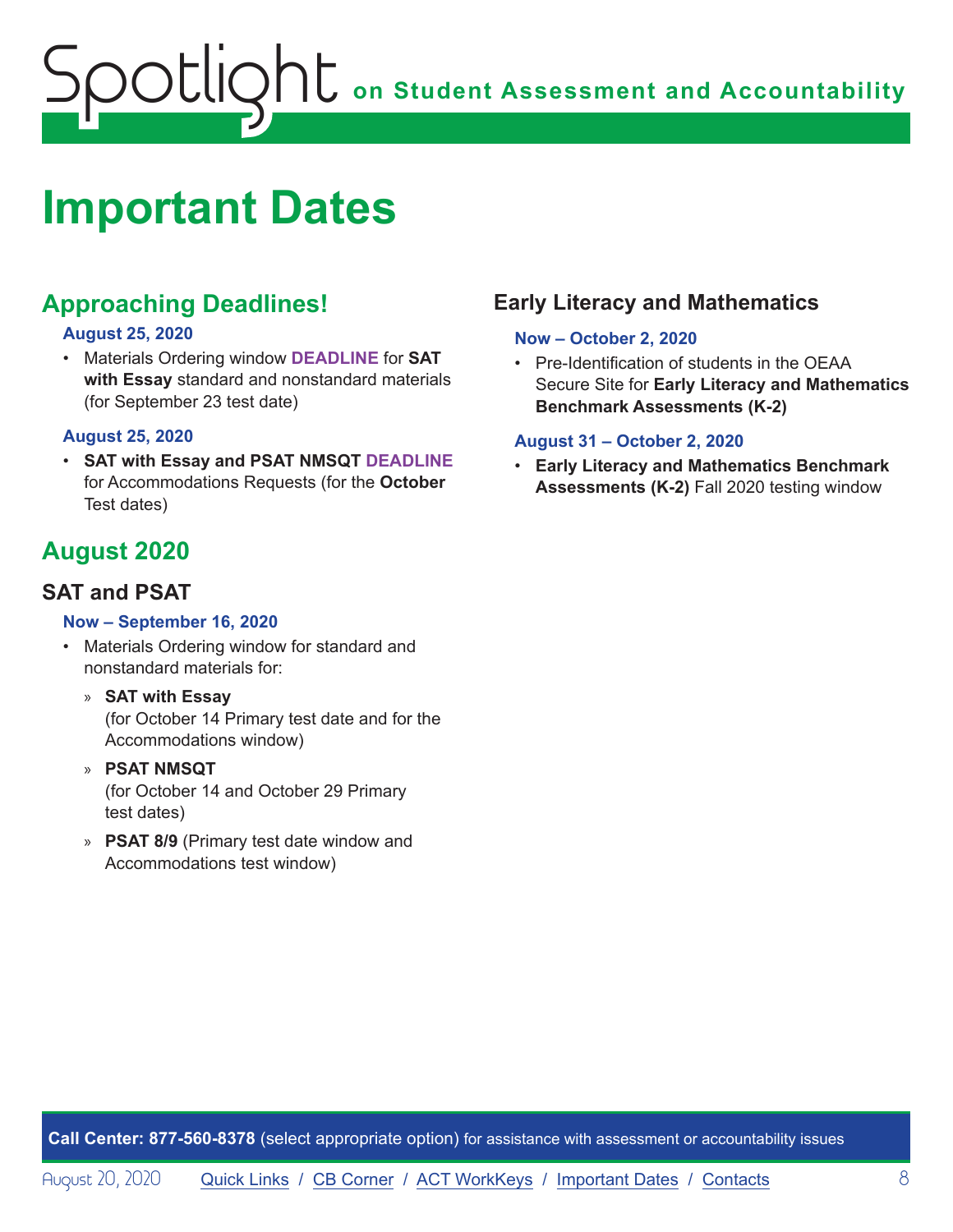# Important Dates

## Approaching Deadlines!

**August 25, 2020**

- Materials Ordering window **DEADLINE** for **SAT with Essay** standard and nonstandard materials (for September 23 test date)

**August 25, 2020**

- **SAT with Essay and PSAT NMSQT DEADLINE** for Accommodations Requests (for the **October** Test dates)

## August 2020

### SAT and PSAT

**Now – September 16, 2020**

- Materials Ordering window for standard and nonstandard materials for:
  - **SAT with Essay** (for October 14 Primary test date and for the Accommodations window)
  - **PSAT NMSQT** (for October 14 and October 29 Primary test dates)
  - **PSAT 8/9** (Primary test date window and Accommodations test window)

### Early Literacy and Mathematics

**Now – October 2, 2020**

- Pre-Identification of students in the OEAA Secure Site for **Early Literacy and Mathematics Benchmark Assessments (K-2)**

**August 31 – October 2, 2020**

- **Early Literacy and Mathematics Benchmark Assessments (K-2)** Fall 2020 testing window

**Call Center: 877-560-8378** (select appropriate option) for assistance with assessment or accountability issues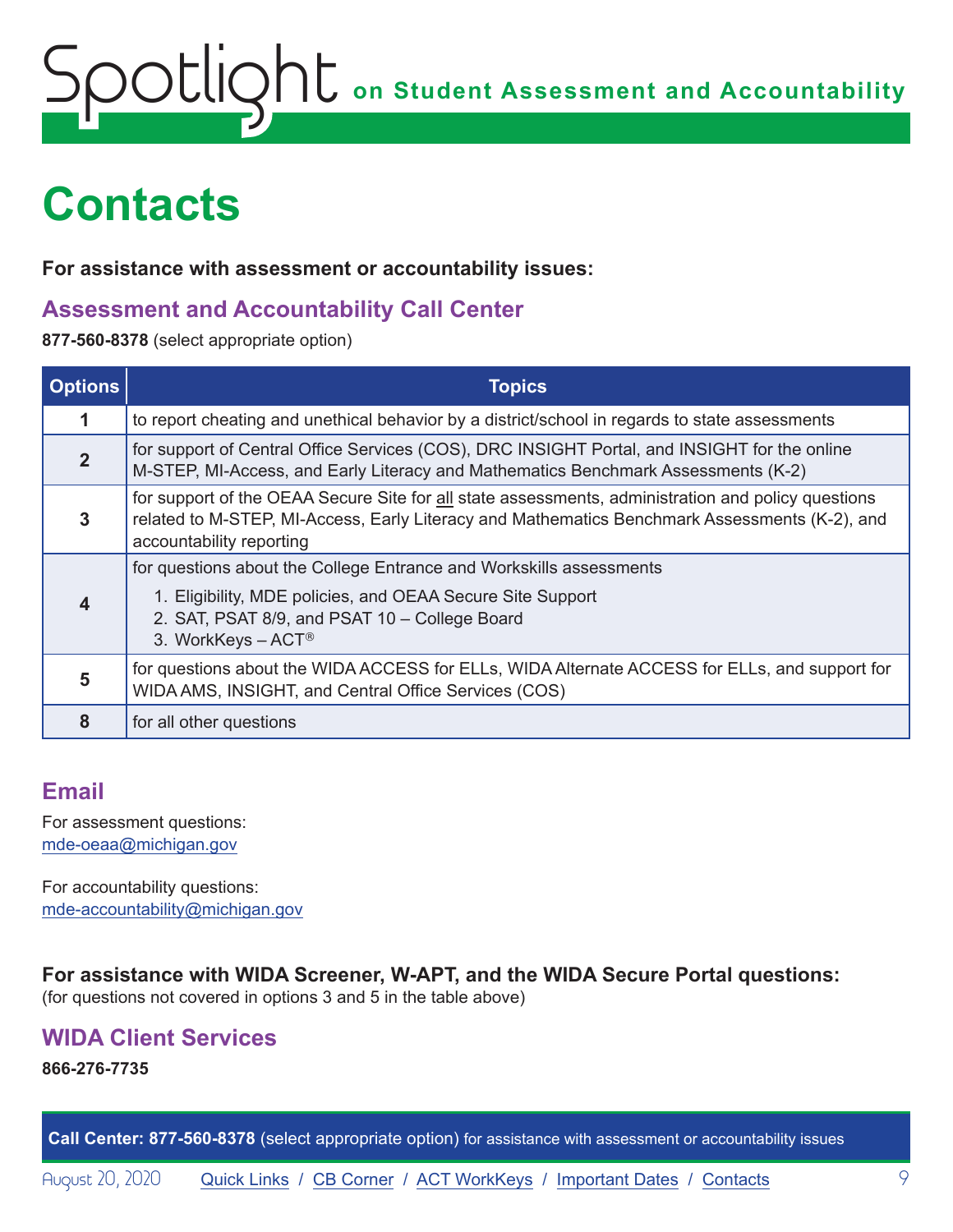# Contacts

**For assistance with assessment or accountability issues:**

## Assessment and Accountability Call Center

**877-560-8378** (select appropriate option)

| Options | Topics |
|---|---|
| **1** | to report cheating and unethical behavior by a district/school in regards to state assessments |
| **2** | for support of Central Office Services (COS), DRC INSIGHT Portal, and INSIGHT for the online M-STEP, MI-Access, and Early Literacy and Mathematics Benchmark Assessments (K-2) |
| **3** | for support of the OEAA Secure Site for all state assessments, administration and policy questions related to M-STEP, MI-Access, Early Literacy and Mathematics Benchmark Assessments (K-2), and accountability reporting |
| **4** | for questions about the College Entrance and Workskills assessments<br>1. Eligibility, MDE policies, and OEAA Secure Site Support<br>2. SAT, PSAT 8/9, and PSAT 10 – College Board<br>3. WorkKeys – ACT® |
| **5** | for questions about the WIDA ACCESS for ELLs, WIDA Alternate ACCESS for ELLs, and support for WIDA AMS, INSIGHT, and Central Office Services (COS) |
| **8** | for all other questions |

## Email

For assessment questions:
mde-oeaa@michigan.gov

For accountability questions:
mde-accountability@michigan.gov

**For assistance with WIDA Screener, W-APT, and the WIDA Secure Portal questions:**
(for questions not covered in options 3 and 5 in the table above)

## WIDA Client Services

**866-276-7735**

**Call Center: 877-560-8378** (select appropriate option) for assistance with assessment or accountability issues